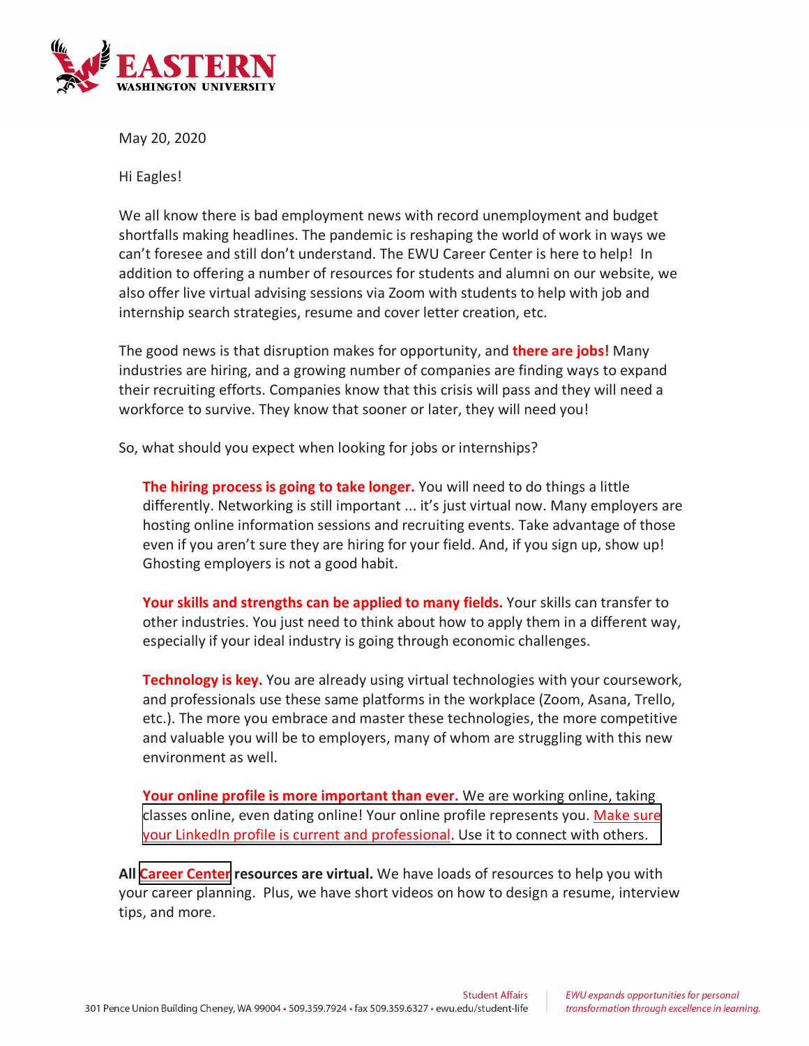EASTERN WASHINGTON UNIVERSITY

May 20, 2020

Hi Eagles!

We all know there is bad employment news with record unemployment and budget shortfalls making headlines. The pandemic is reshaping the world of work in ways we can't foresee and still don't understand. The EWU Career Center is here to help! In addition to offering a number of resources for students and alumni on our website, we also offer live virtual advising sessions via Zoom with students to help with job and internship search strategies, resume and cover letter creation, etc.

The good news is that disruption makes for opportunity, and **there are jobs!** Many industries are hiring, and a growing number of companies are finding ways to expand their recruiting efforts. Companies know that this crisis will pass and they will need a workforce to survive. They know that sooner or later, they will need you!

So, what should you expect when looking for jobs or internships?

**The hiring process is going to take longer.** You will need to do things a little differently. Networking is still important ... it's just virtual now. Many employers are hosting online information sessions and recruiting events. Take advantage of those even if you aren't sure they are hiring for your field. And, if you sign up, show up! Ghosting employers is not a good habit.

**Your skills and strengths can be applied to many fields.** Your skills can transfer to other industries. You just need to think about how to apply them in a different way, especially if your ideal industry is going through economic challenges.

**Technology is key.** You are already using virtual technologies with your coursework, and professionals use these same platforms in the workplace (Zoom, Asana, Trello, etc.). The more you embrace and master these technologies, the more competitive and valuable you will be to employers, many of whom are struggling with this new environment as well.

**Your online profile is more important than ever.** We are working online, taking classes online, even dating online! Your online profile represents you. Make sure your LinkedIn profile is current and professional. Use it to connect with others.

**All Career Center resources are virtual.** We have loads of resources to help you with your career planning. Plus, we have short videos on how to design a resume, interview tips, and more.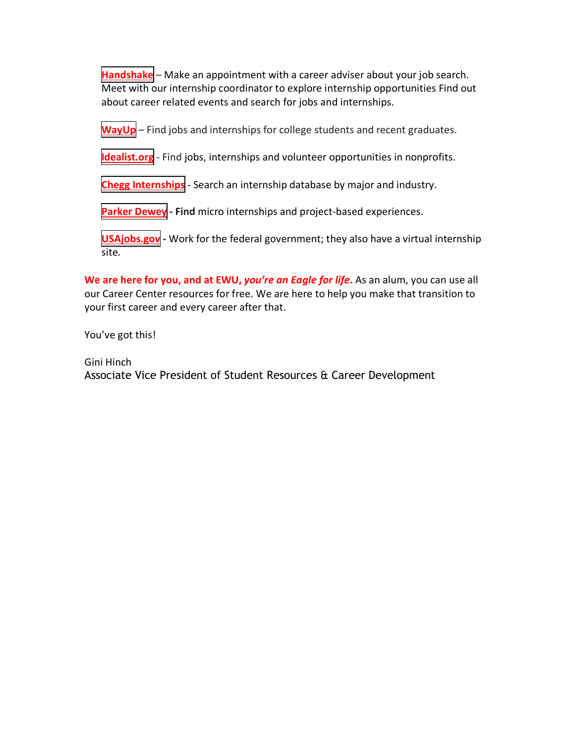**Handshake** – Make an appointment with a career adviser about your job search. Meet with our internship coordinator to explore internship opportunities Find out about career related events and search for jobs and internships.

**WayUp** – Find jobs and internships for college students and recent graduates.

**Idealist.org** - Find jobs, internships and volunteer opportunities in nonprofits.

**Chegg Internships** - Search an internship database by major and industry.

**Parker Dewey** **- Find** micro internships and project-based experiences.

**USAjobs.gov** **-** Work for the federal government; they also have a virtual internship site.

**We are here for you, and at EWU, *you're an Eagle for life*.** As an alum, you can use all our Career Center resources for free. We are here to help you make that transition to your first career and every career after that.

You've got this!

Gini Hinch
Associate Vice President of Student Resources & Career Development